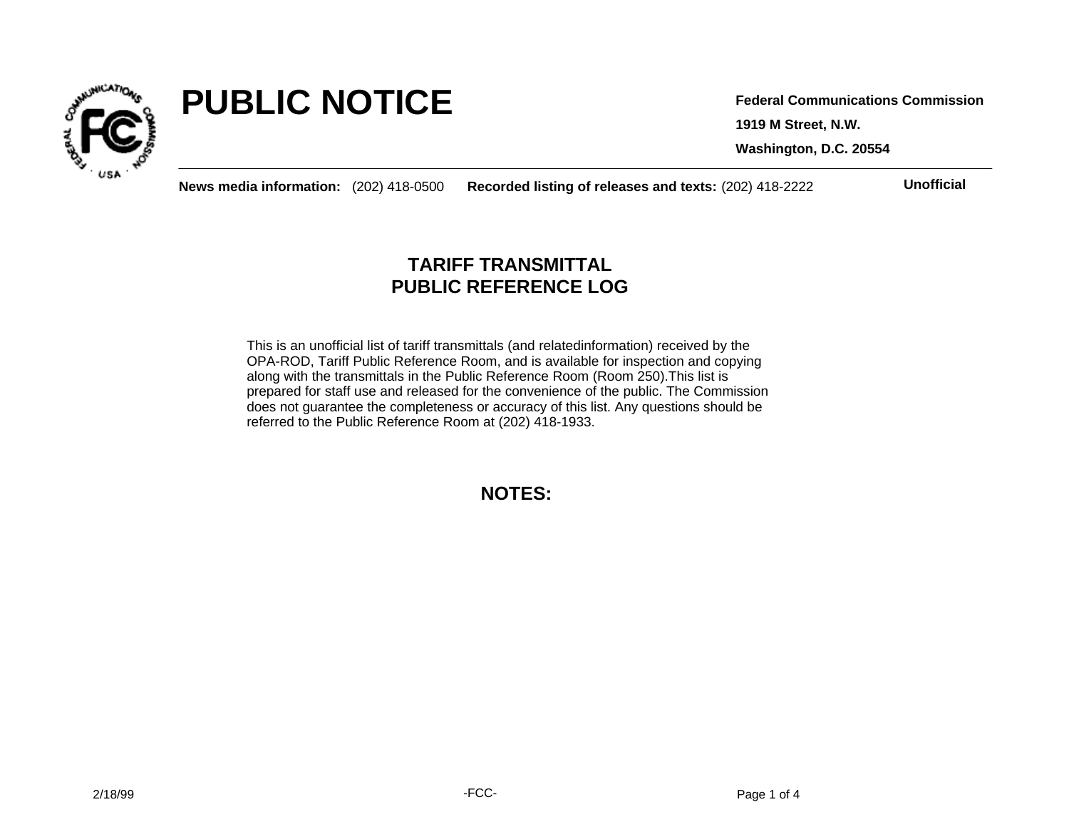# PUBLIC NOTICE

**Federal Communications Commission**

**1919 M Street, N.W.**

**Washington, D.C. 20554**

**News media information:** (202) 418-0500 **Recorded listing of releases and texts:** (202) 418-2222

**Unofficial**

## TARIFF TRANSMITTAL
## PUBLIC REFERENCE LOG

This is an unofficial list of tariff transmittals (and relatedinformation) received by the OPA-ROD, Tariff Public Reference Room, and is available for inspection and copying along with the transmittals in the Public Reference Room (Room 250).This list is prepared for staff use and released for the convenience of the public. The Commission does not guarantee the completeness or accuracy of this list. Any questions should be referred to the Public Reference Room at (202) 418-1933.

## NOTES: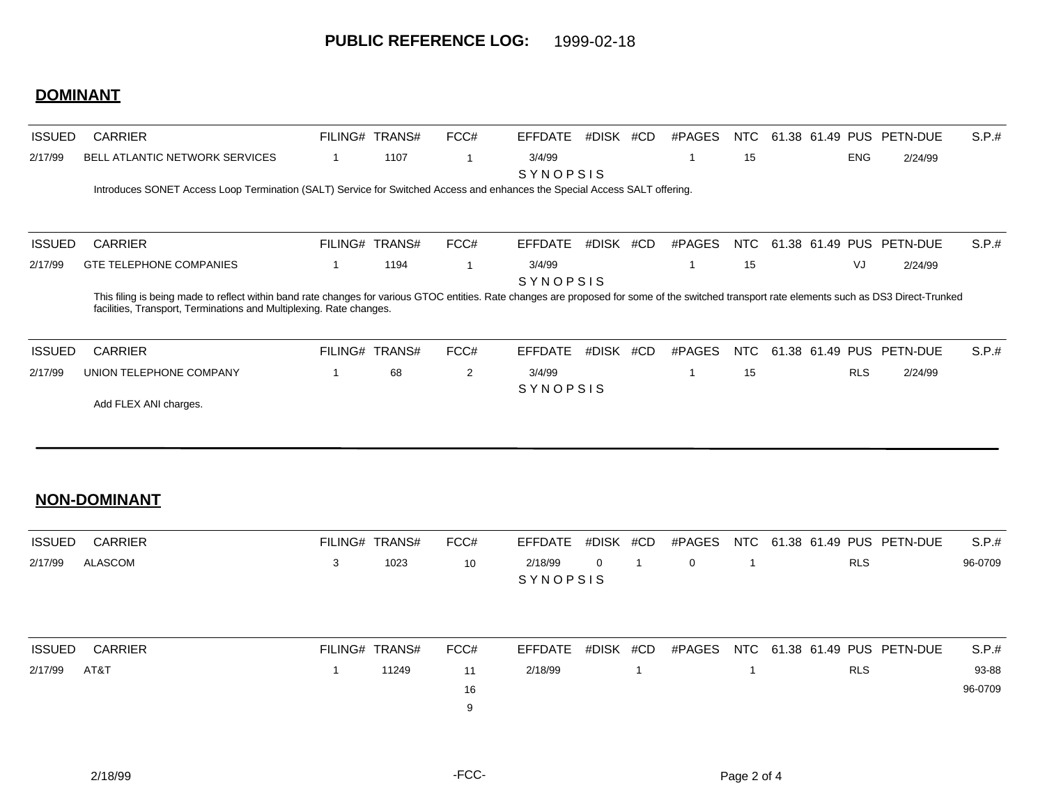# PUBLIC REFERENCE LOG: 1999-02-18

## DOMINANT

| ISSUED | CARRIER | FILING# | TRANS# | FCC# | EFFDATE | #DISK | #CD | #PAGES | NTC | 61.38 | 61.49 | PUS | PETN-DUE | S.P.# |
|---|---|---|---|---|---|---|---|---|---|---|---|---|---|---|
| 2/17/99 | BELL ATLANTIC NETWORK SERVICES | 1 | 1107 | 1 | 3/4/99 | | | 1 | 15 | | | ENG | 2/24/99 | |

SYNOPSIS

Introduces SONET Access Loop Termination (SALT) Service for Switched Access and enhances the Special Access SALT offering.

| ISSUED | CARRIER | FILING# | TRANS# | FCC# | EFFDATE | #DISK | #CD | #PAGES | NTC | 61.38 | 61.49 | PUS | PETN-DUE | S.P.# |
|---|---|---|---|---|---|---|---|---|---|---|---|---|---|---|
| 2/17/99 | GTE TELEPHONE COMPANIES | 1 | 1194 | 1 | 3/4/99 | | | 1 | 15 | | | VJ | 2/24/99 | |

SYNOPSIS

This filing is being made to reflect within band rate changes for various GTOC entities. Rate changes are proposed for some of the switched transport rate elements such as DS3 Direct-Trunked facilities, Transport, Terminations and Multiplexing. Rate changes.

| ISSUED | CARRIER | FILING# | TRANS# | FCC# | EFFDATE | #DISK | #CD | #PAGES | NTC | 61.38 | 61.49 | PUS | PETN-DUE | S.P.# |
|---|---|---|---|---|---|---|---|---|---|---|---|---|---|---|
| 2/17/99 | UNION TELEPHONE COMPANY | 1 | 68 | 2 | 3/4/99 | | | 1 | 15 | | | RLS | 2/24/99 | |

SYNOPSIS

Add FLEX ANI charges.

## NON-DOMINANT

| ISSUED | CARRIER | FILING# | TRANS# | FCC# | EFFDATE | #DISK | #CD | #PAGES | NTC | 61.38 | 61.49 | PUS | PETN-DUE | S.P.# |
|---|---|---|---|---|---|---|---|---|---|---|---|---|---|---|
| 2/17/99 | ALASCOM | 3 | 1023 | 10 | 2/18/99 | 0 | 1 | 0 | 1 | | | RLS | | 96-0709 |

SYNOPSIS

| ISSUED | CARRIER | FILING# | TRANS# | FCC# | EFFDATE | #DISK | #CD | #PAGES | NTC | 61.38 | 61.49 | PUS | PETN-DUE | S.P.# |
|---|---|---|---|---|---|---|---|---|---|---|---|---|---|---|
| 2/17/99 | AT&T | 1 | 11249 | 11 | 2/18/99 | | 1 | | 1 | | | RLS | | 93-88 |
| | | | | 16 | | | | | | | | | | 96-0709 |
| | | | | 9 | | | | | | | | | | |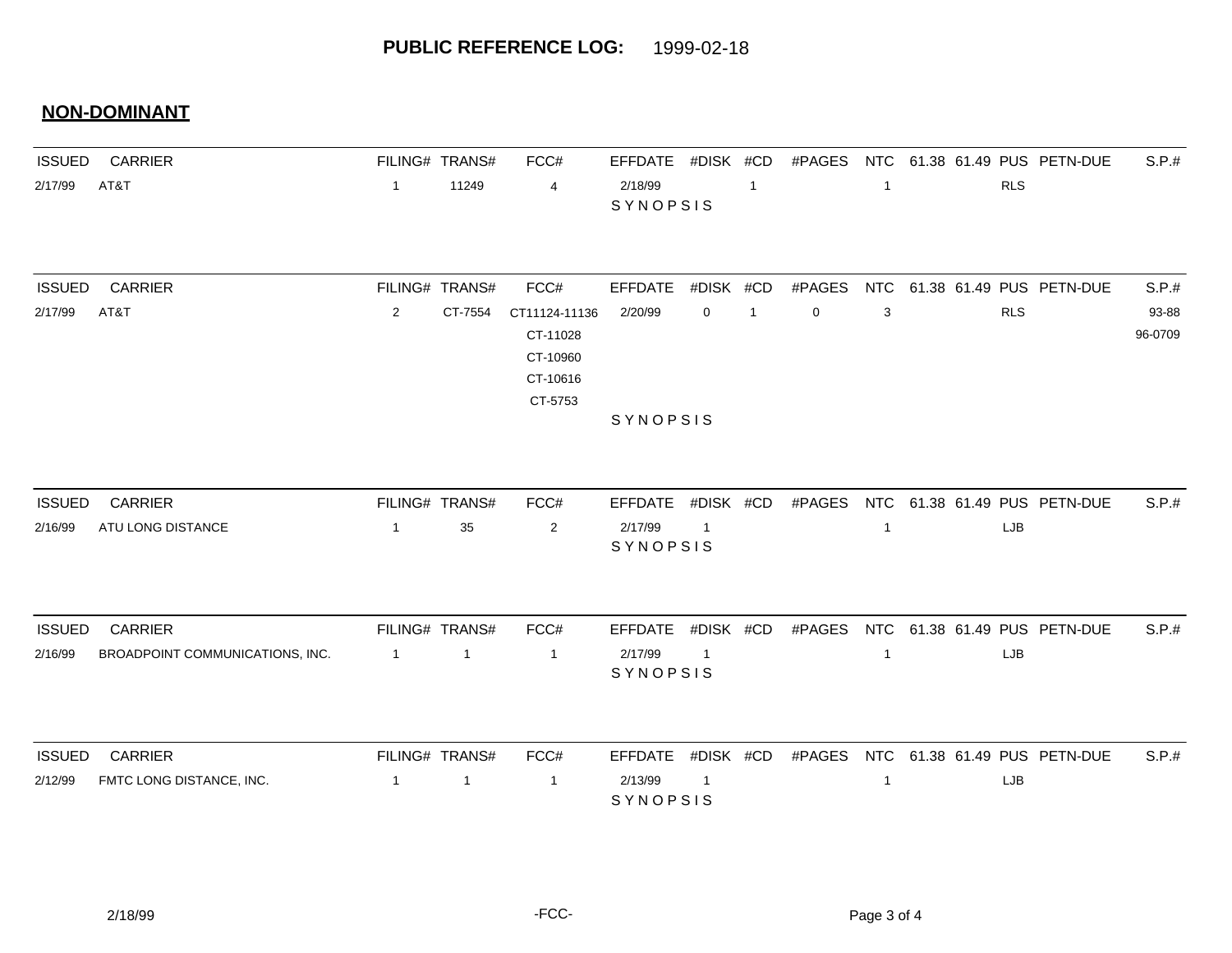## PUBLIC REFERENCE LOG: 1999-02-18

### NON-DOMINANT

| ISSUED | CARRIER | FILING# | TRANS# | FCC# | EFFDATE | #DISK | #CD | #PAGES | NTC | 61.38 | 61.49 | PUS | PETN-DUE | S.P.# |
|---|---|---|---|---|---|---|---|---|---|---|---|---|---|---|
| 2/17/99 | AT&T | 1 | 11249 | 4 | 2/18/99 | | 1 | | 1 | | | RLS | | |

SYNOPSIS

| ISSUED | CARRIER | FILING# | TRANS# | FCC# | EFFDATE | #DISK | #CD | #PAGES | NTC | 61.38 | 61.49 | PUS | PETN-DUE | S.P.# |
|---|---|---|---|---|---|---|---|---|---|---|---|---|---|---|
| 2/17/99 | AT&T | 2 | CT-7554 | CT11124-11136<br>CT-11028<br>CT-10960<br>CT-10616<br>CT-5753 | 2/20/99 | 0 | 1 | 0 | 3 | | | RLS | | 93-88<br>96-0709 |

SYNOPSIS

| ISSUED | CARRIER | FILING# | TRANS# | FCC# | EFFDATE | #DISK | #CD | #PAGES | NTC | 61.38 | 61.49 | PUS | PETN-DUE | S.P.# |
|---|---|---|---|---|---|---|---|---|---|---|---|---|---|---|
| 2/16/99 | ATU LONG DISTANCE | 1 | 35 | 2 | 2/17/99 | 1 | | | 1 | | | LJB | | |

SYNOPSIS

| ISSUED | CARRIER | FILING# | TRANS# | FCC# | EFFDATE | #DISK | #CD | #PAGES | NTC | 61.38 | 61.49 | PUS | PETN-DUE | S.P.# |
|---|---|---|---|---|---|---|---|---|---|---|---|---|---|---|
| 2/16/99 | BROADPOINT COMMUNICATIONS, INC. | 1 | 1 | 1 | 2/17/99 | 1 | | | 1 | | | LJB | | |

SYNOPSIS

| ISSUED | CARRIER | FILING# | TRANS# | FCC# | EFFDATE | #DISK | #CD | #PAGES | NTC | 61.38 | 61.49 | PUS | PETN-DUE | S.P.# |
|---|---|---|---|---|---|---|---|---|---|---|---|---|---|---|
| 2/12/99 | FMTC LONG DISTANCE, INC. | 1 | 1 | 1 | 2/13/99 | 1 | | | 1 | | | LJB | | |

SYNOPSIS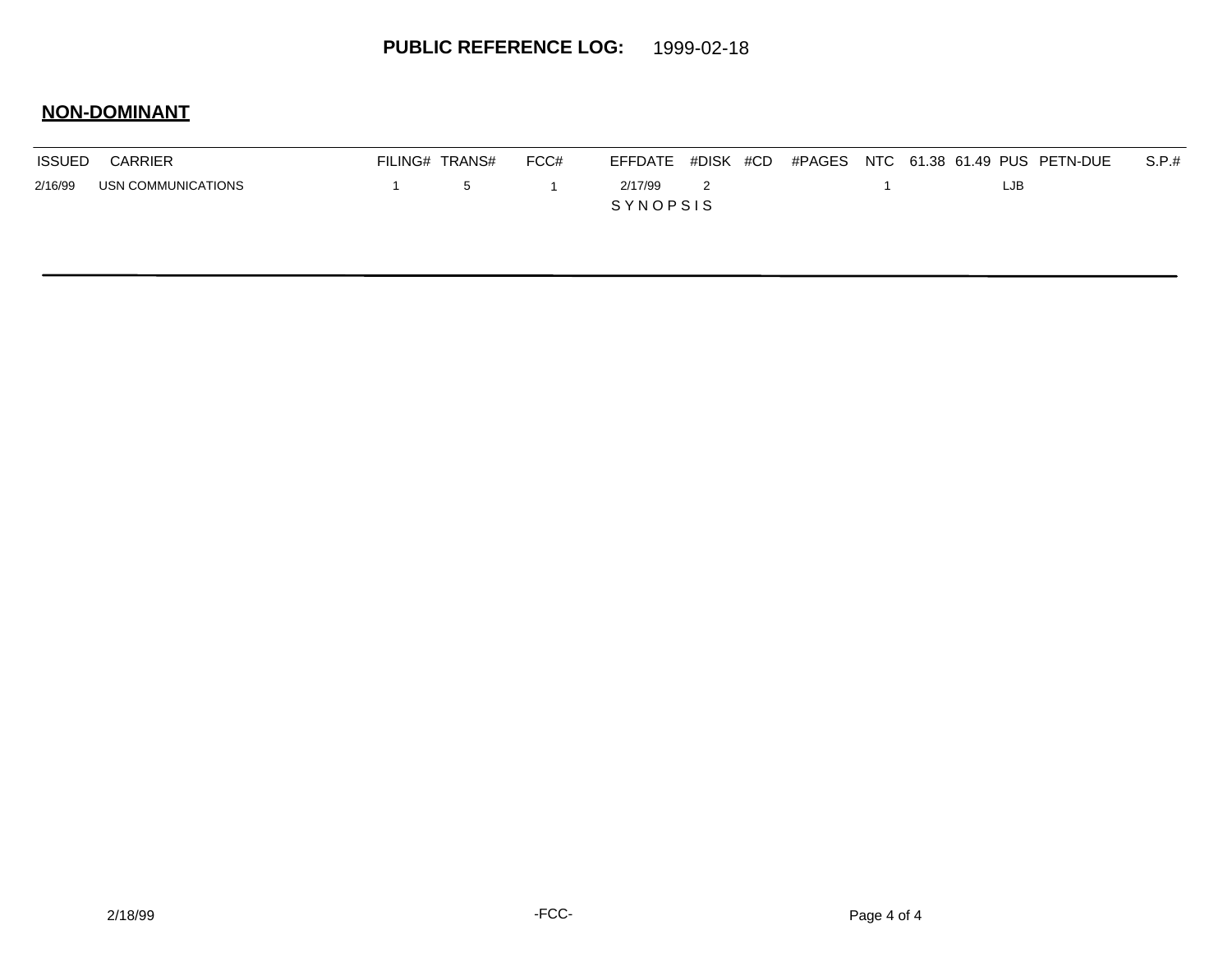**PUBLIC REFERENCE LOG:** 1999-02-18

## NON-DOMINANT

| ISSUED | CARRIER | FILING# | TRANS# | FCC# | EFFDATE | #DISK | #CD | #PAGES | NTC | 61.38 | 61.49 | PUS | PETN-DUE | S.P.# |
|---|---|---|---|---|---|---|---|---|---|---|---|---|---|---|
| 2/16/99 | USN COMMUNICATIONS | 1 | 5 | 1 | 2/17/99 | 2 | | | 1 | | | LJB | | |

SYNOPSIS